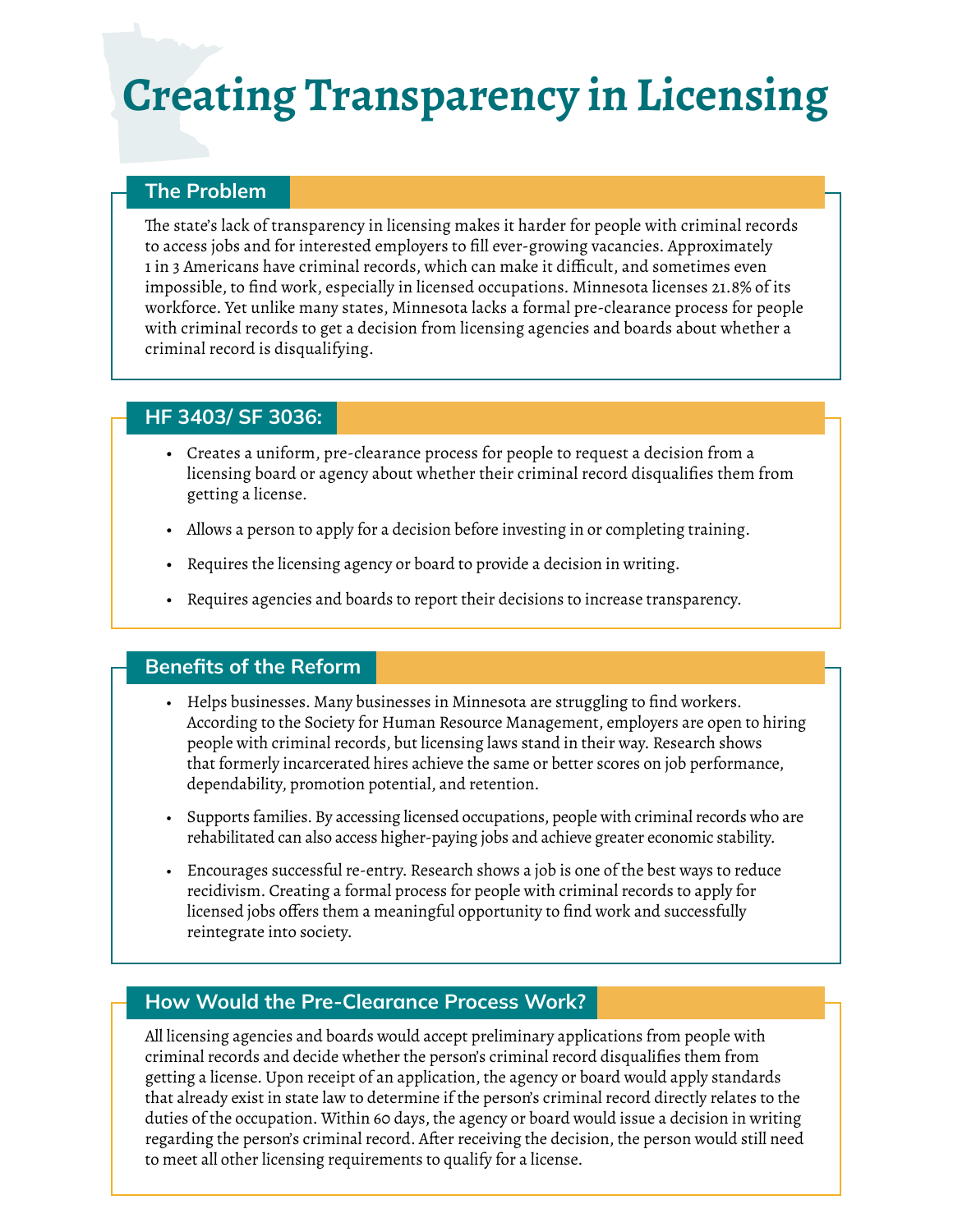# Creating Transparency in Licensing

## The Problem

The state's lack of transparency in licensing makes it harder for people with criminal records to access jobs and for interested employers to fill ever-growing vacancies. Approximately 1 in 3 Americans have criminal records, which can make it difficult, and sometimes even impossible, to find work, especially in licensed occupations. Minnesota licenses 21.8% of its workforce. Yet unlike many states, Minnesota lacks a formal pre-clearance process for people with criminal records to get a decision from licensing agencies and boards about whether a criminal record is disqualifying.

## HF 3403/ SF 3036:

- Creates a uniform, pre-clearance process for people to request a decision from a licensing board or agency about whether their criminal record disqualifies them from getting a license.
- Allows a person to apply for a decision before investing in or completing training.
- Requires the licensing agency or board to provide a decision in writing.
- Requires agencies and boards to report their decisions to increase transparency.

## Benefits of the Reform

- Helps businesses. Many businesses in Minnesota are struggling to find workers. According to the Society for Human Resource Management, employers are open to hiring people with criminal records, but licensing laws stand in their way. Research shows that formerly incarcerated hires achieve the same or better scores on job performance, dependability, promotion potential, and retention.
- Supports families. By accessing licensed occupations, people with criminal records who are rehabilitated can also access higher-paying jobs and achieve greater economic stability.
- Encourages successful re-entry. Research shows a job is one of the best ways to reduce recidivism. Creating a formal process for people with criminal records to apply for licensed jobs offers them a meaningful opportunity to find work and successfully reintegrate into society.

## How Would the Pre-Clearance Process Work?

All licensing agencies and boards would accept preliminary applications from people with criminal records and decide whether the person's criminal record disqualifies them from getting a license. Upon receipt of an application, the agency or board would apply standards that already exist in state law to determine if the person's criminal record directly relates to the duties of the occupation. Within 60 days, the agency or board would issue a decision in writing regarding the person's criminal record. After receiving the decision, the person would still need to meet all other licensing requirements to qualify for a license.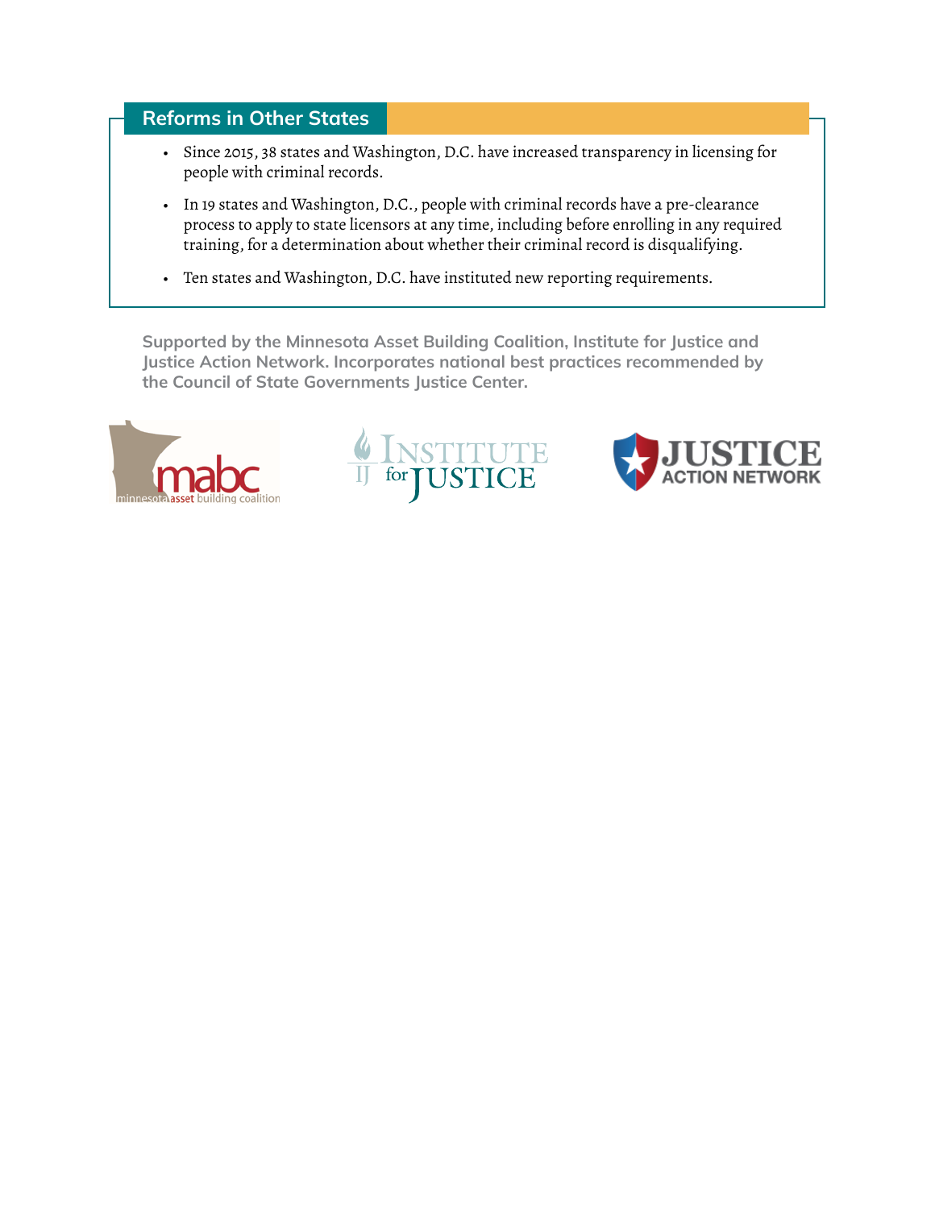## Reforms in Other States

- Since 2015, 38 states and Washington, D.C. have increased transparency in licensing for people with criminal records.
- In 19 states and Washington, D.C., people with criminal records have a pre-clearance process to apply to state licensors at any time, including before enrolling in any required training, for a determination about whether their criminal record is disqualifying.
- Ten states and Washington, D.C. have instituted new reporting requirements.

**Supported by the Minnesota Asset Building Coalition, Institute for Justice and Justice Action Network. Incorporates national best practices recommended by the Council of State Governments Justice Center.**